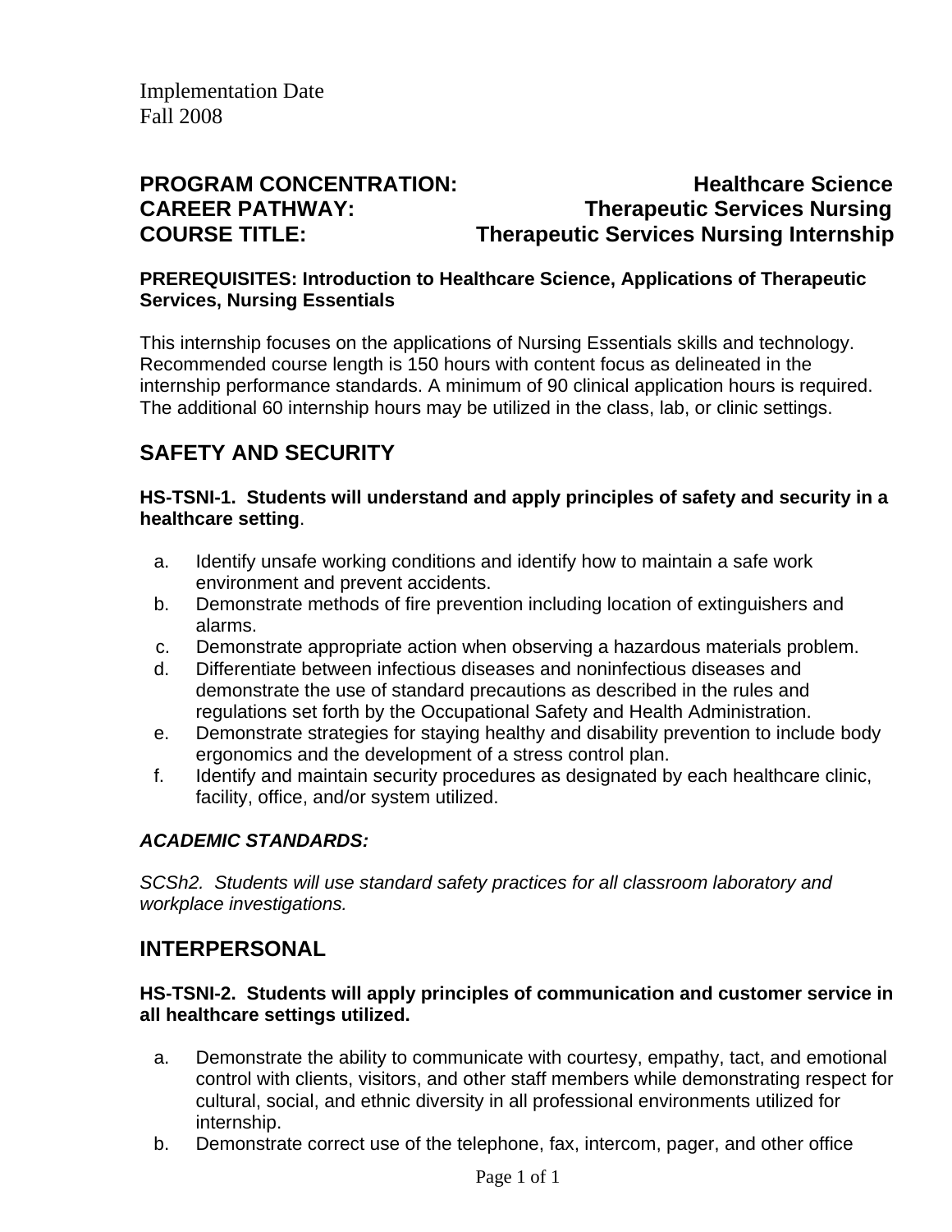Implementation Date
Fall 2008

**PROGRAM CONCENTRATION:** **Healthcare Science**
**CAREER PATHWAY:** **Therapeutic Services Nursing**
**COURSE TITLE:** **Therapeutic Services Nursing Internship**

**PREREQUISITES: Introduction to Healthcare Science, Applications of Therapeutic Services, Nursing Essentials**

This internship focuses on the applications of Nursing Essentials skills and technology. Recommended course length is 150 hours with content focus as delineated in the internship performance standards. A minimum of 90 clinical application hours is required. The additional 60 internship hours may be utilized in the class, lab, or clinic settings.

## SAFETY AND SECURITY

**HS-TSNI-1. Students will understand and apply principles of safety and security in a healthcare setting**.

a. Identify unsafe working conditions and identify how to maintain a safe work environment and prevent accidents.
b. Demonstrate methods of fire prevention including location of extinguishers and alarms.
c. Demonstrate appropriate action when observing a hazardous materials problem.
d. Differentiate between infectious diseases and noninfectious diseases and demonstrate the use of standard precautions as described in the rules and regulations set forth by the Occupational Safety and Health Administration.
e. Demonstrate strategies for staying healthy and disability prevention to include body ergonomics and the development of a stress control plan.
f. Identify and maintain security procedures as designated by each healthcare clinic, facility, office, and/or system utilized.

***ACADEMIC STANDARDS:***

*SCSh2. Students will use standard safety practices for all classroom laboratory and workplace investigations.*

## INTERPERSONAL

**HS-TSNI-2. Students will apply principles of communication and customer service in all healthcare settings utilized.**

a. Demonstrate the ability to communicate with courtesy, empathy, tact, and emotional control with clients, visitors, and other staff members while demonstrating respect for cultural, social, and ethnic diversity in all professional environments utilized for internship.
b. Demonstrate correct use of the telephone, fax, intercom, pager, and other office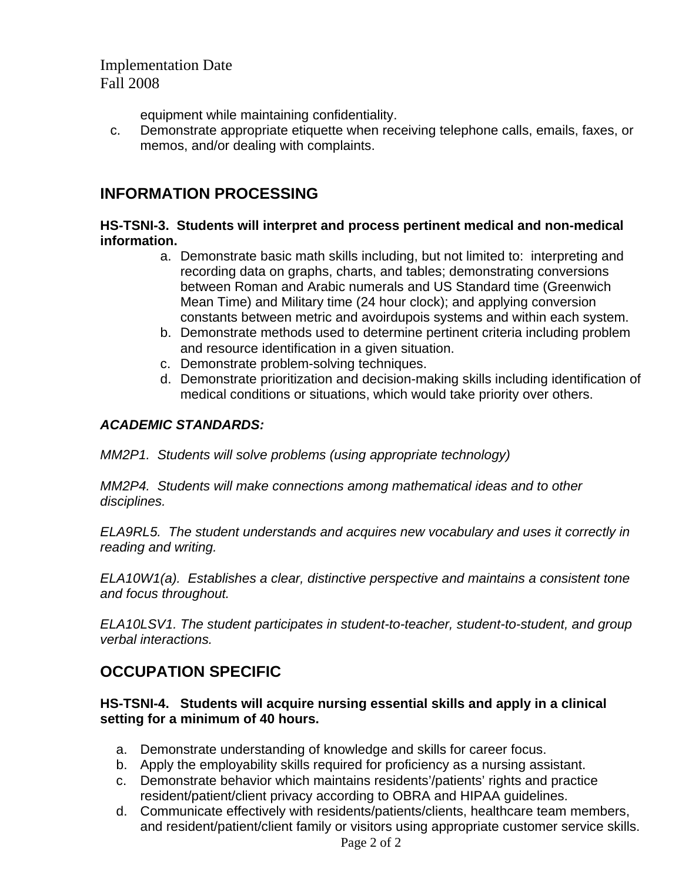Implementation Date
Fall 2008

equipment while maintaining confidentiality.

c. Demonstrate appropriate etiquette when receiving telephone calls, emails, faxes, or memos, and/or dealing with complaints.

## INFORMATION PROCESSING

**HS-TSNI-3. Students will interpret and process pertinent medical and non-medical information.**

a. Demonstrate basic math skills including, but not limited to: interpreting and recording data on graphs, charts, and tables; demonstrating conversions between Roman and Arabic numerals and US Standard time (Greenwich Mean Time) and Military time (24 hour clock); and applying conversion constants between metric and avoirdupois systems and within each system.
b. Demonstrate methods used to determine pertinent criteria including problem and resource identification in a given situation.
c. Demonstrate problem-solving techniques.
d. Demonstrate prioritization and decision-making skills including identification of medical conditions or situations, which would take priority over others.

***ACADEMIC STANDARDS:***

*MM2P1. Students will solve problems (using appropriate technology)*

*MM2P4. Students will make connections among mathematical ideas and to other disciplines.*

*ELA9RL5. The student understands and acquires new vocabulary and uses it correctly in reading and writing.*

*ELA10W1(a). Establishes a clear, distinctive perspective and maintains a consistent tone and focus throughout.*

*ELA10LSV1. The student participates in student-to-teacher, student-to-student, and group verbal interactions.*

## OCCUPATION SPECIFIC

**HS-TSNI-4. Students will acquire nursing essential skills and apply in a clinical setting for a minimum of 40 hours.**

a. Demonstrate understanding of knowledge and skills for career focus.
b. Apply the employability skills required for proficiency as a nursing assistant.
c. Demonstrate behavior which maintains residents'/patients' rights and practice resident/patient/client privacy according to OBRA and HIPAA guidelines.
d. Communicate effectively with residents/patients/clients, healthcare team members, and resident/patient/client family or visitors using appropriate customer service skills.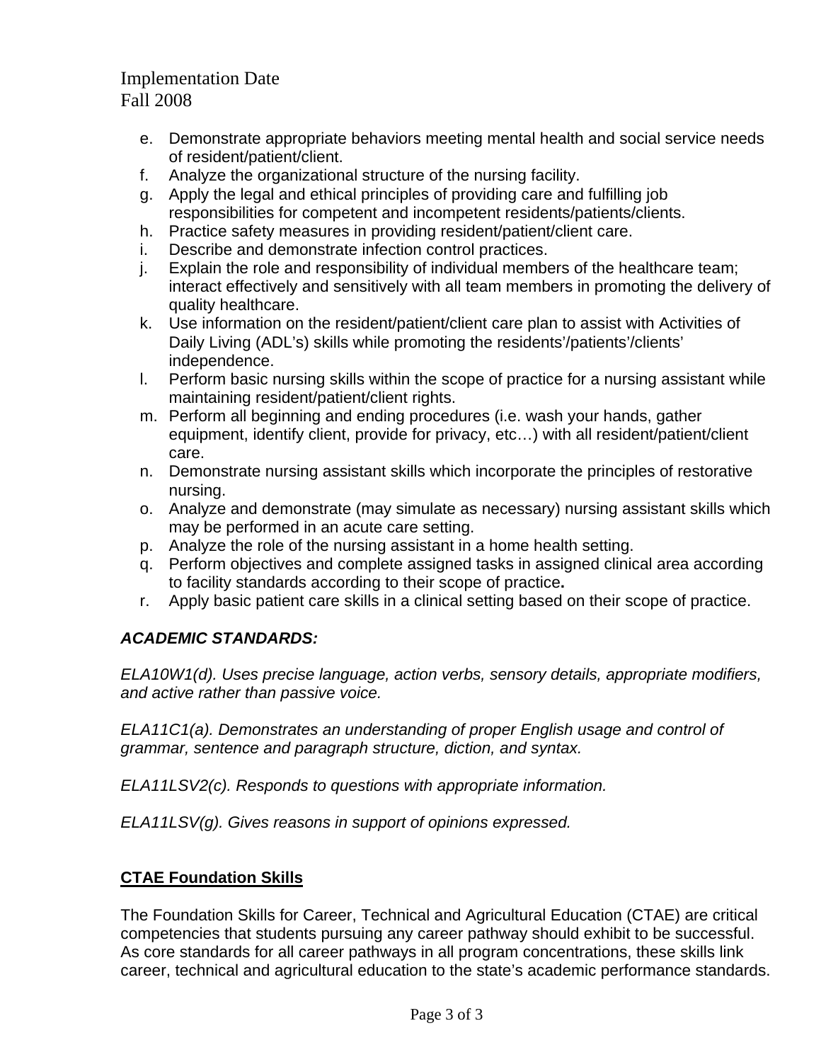e. Demonstrate appropriate behaviors meeting mental health and social service needs of resident/patient/client.
f. Analyze the organizational structure of the nursing facility.
g. Apply the legal and ethical principles of providing care and fulfilling job responsibilities for competent and incompetent residents/patients/clients.
h. Practice safety measures in providing resident/patient/client care.
i. Describe and demonstrate infection control practices.
j. Explain the role and responsibility of individual members of the healthcare team; interact effectively and sensitively with all team members in promoting the delivery of quality healthcare.
k. Use information on the resident/patient/client care plan to assist with Activities of Daily Living (ADL's) skills while promoting the residents'/patients'/clients' independence.
l. Perform basic nursing skills within the scope of practice for a nursing assistant while maintaining resident/patient/client rights.
m. Perform all beginning and ending procedures (i.e. wash your hands, gather equipment, identify client, provide for privacy, etc…) with all resident/patient/client care.
n. Demonstrate nursing assistant skills which incorporate the principles of restorative nursing.
o. Analyze and demonstrate (may simulate as necessary) nursing assistant skills which may be performed in an acute care setting.
p. Analyze the role of the nursing assistant in a home health setting.
q. Perform objectives and complete assigned tasks in assigned clinical area according to facility standards according to their scope of practice**.**
r. Apply basic patient care skills in a clinical setting based on their scope of practice.

***ACADEMIC STANDARDS:***

*ELA10W1(d). Uses precise language, action verbs, sensory details, appropriate modifiers, and active rather than passive voice.*

*ELA11C1(a). Demonstrates an understanding of proper English usage and control of grammar, sentence and paragraph structure, diction, and syntax.*

*ELA11LSV2(c). Responds to questions with appropriate information.*

*ELA11LSV(g). Gives reasons in support of opinions expressed.*

## CTAE Foundation Skills

The Foundation Skills for Career, Technical and Agricultural Education (CTAE) are critical competencies that students pursuing any career pathway should exhibit to be successful. As core standards for all career pathways in all program concentrations, these skills link career, technical and agricultural education to the state's academic performance standards.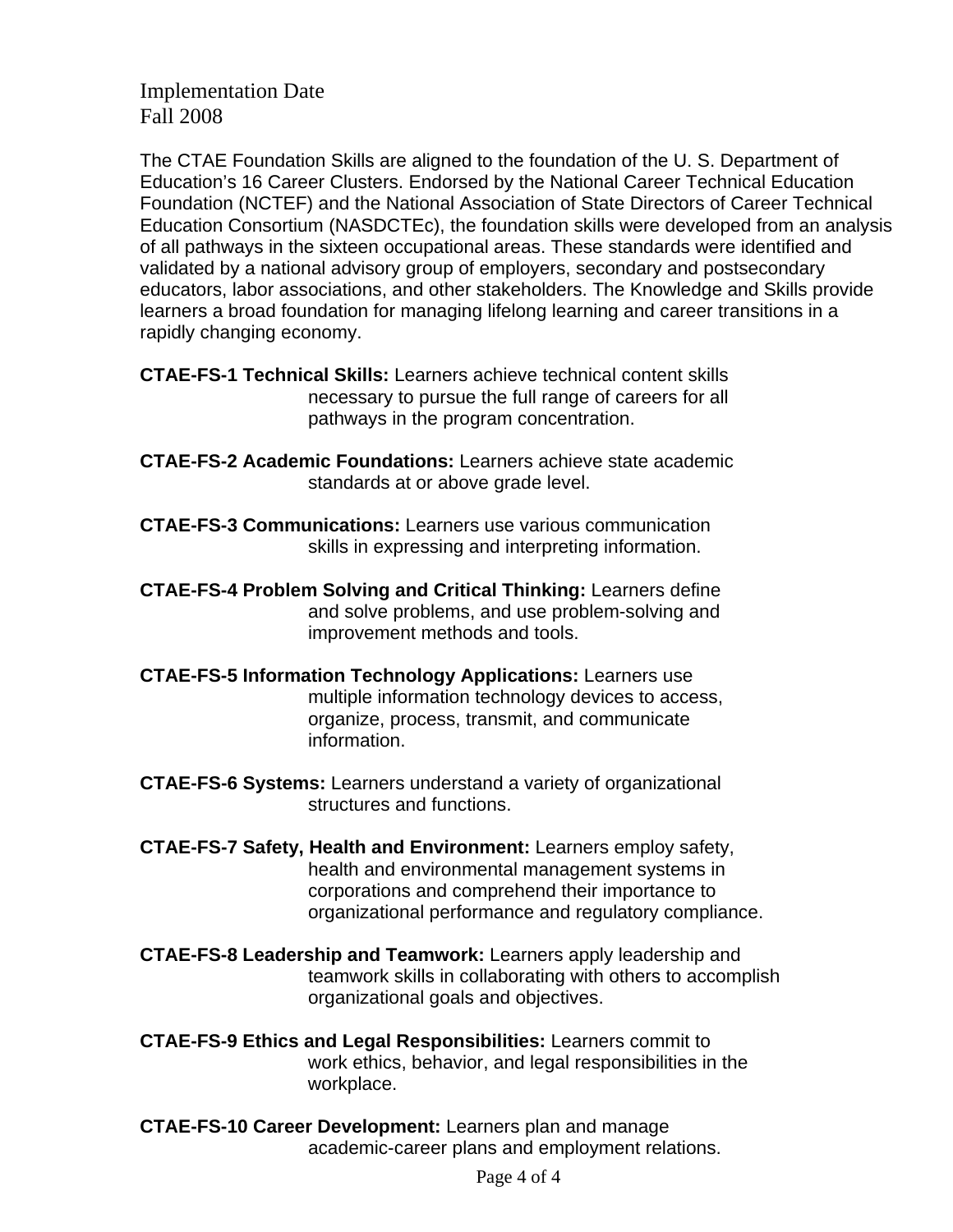Implementation Date
Fall 2008

The CTAE Foundation Skills are aligned to the foundation of the U. S. Department of Education's 16 Career Clusters. Endorsed by the National Career Technical Education Foundation (NCTEF) and the National Association of State Directors of Career Technical Education Consortium (NASDCTEc), the foundation skills were developed from an analysis of all pathways in the sixteen occupational areas. These standards were identified and validated by a national advisory group of employers, secondary and postsecondary educators, labor associations, and other stakeholders. The Knowledge and Skills provide learners a broad foundation for managing lifelong learning and career transitions in a rapidly changing economy.

**CTAE-FS-1 Technical Skills:** Learners achieve technical content skills necessary to pursue the full range of careers for all pathways in the program concentration.

**CTAE-FS-2 Academic Foundations:** Learners achieve state academic standards at or above grade level.

**CTAE-FS-3 Communications:** Learners use various communication skills in expressing and interpreting information.

**CTAE-FS-4 Problem Solving and Critical Thinking:** Learners define and solve problems, and use problem-solving and improvement methods and tools.

**CTAE-FS-5 Information Technology Applications:** Learners use multiple information technology devices to access, organize, process, transmit, and communicate information.

**CTAE-FS-6 Systems:** Learners understand a variety of organizational structures and functions.

**CTAE-FS-7 Safety, Health and Environment:** Learners employ safety, health and environmental management systems in corporations and comprehend their importance to organizational performance and regulatory compliance.

**CTAE-FS-8 Leadership and Teamwork:** Learners apply leadership and teamwork skills in collaborating with others to accomplish organizational goals and objectives.

**CTAE-FS-9 Ethics and Legal Responsibilities:** Learners commit to work ethics, behavior, and legal responsibilities in the workplace.

**CTAE-FS-10 Career Development:** Learners plan and manage academic-career plans and employment relations.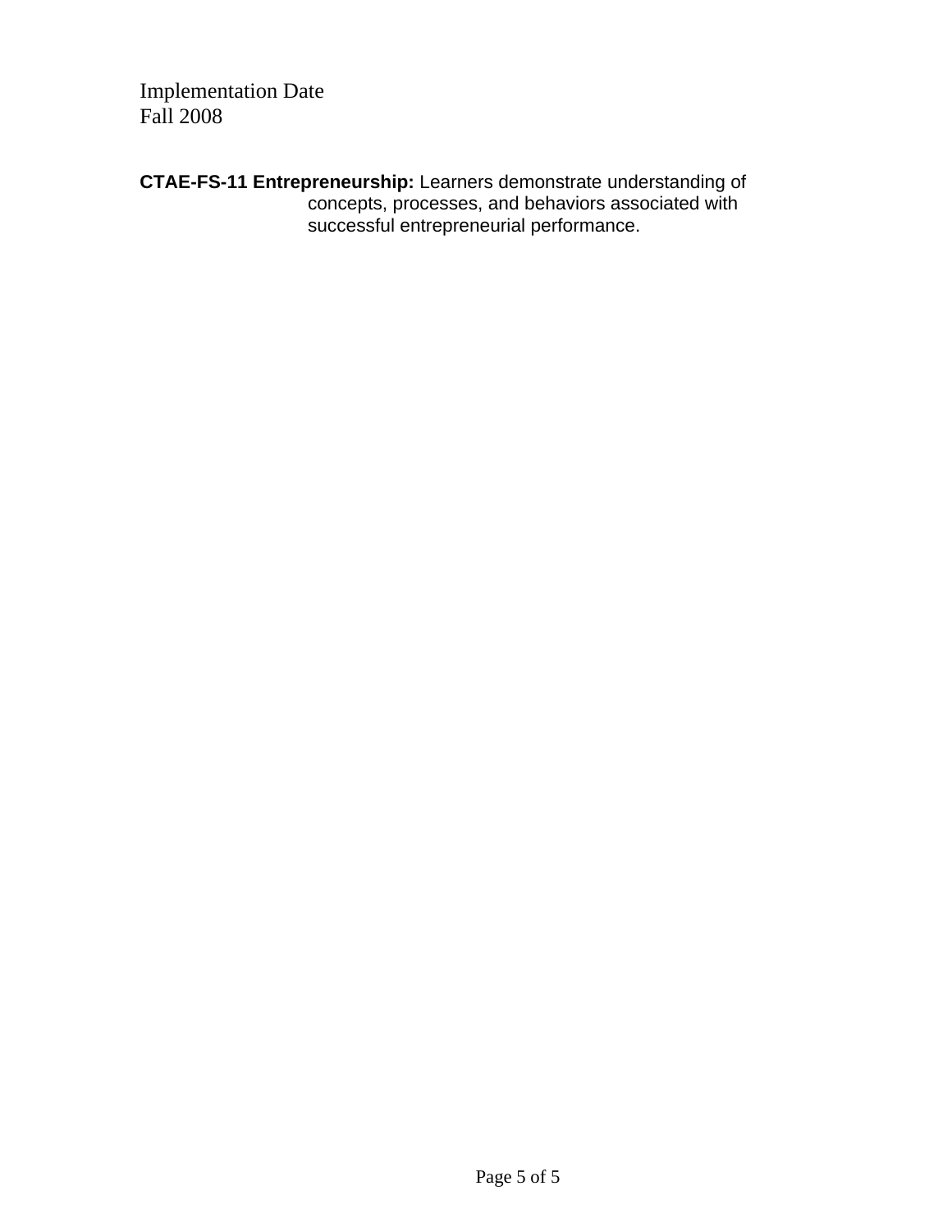Implementation Date
Fall 2008

**CTAE-FS-11 Entrepreneurship:** Learners demonstrate understanding of concepts, processes, and behaviors associated with successful entrepreneurial performance.